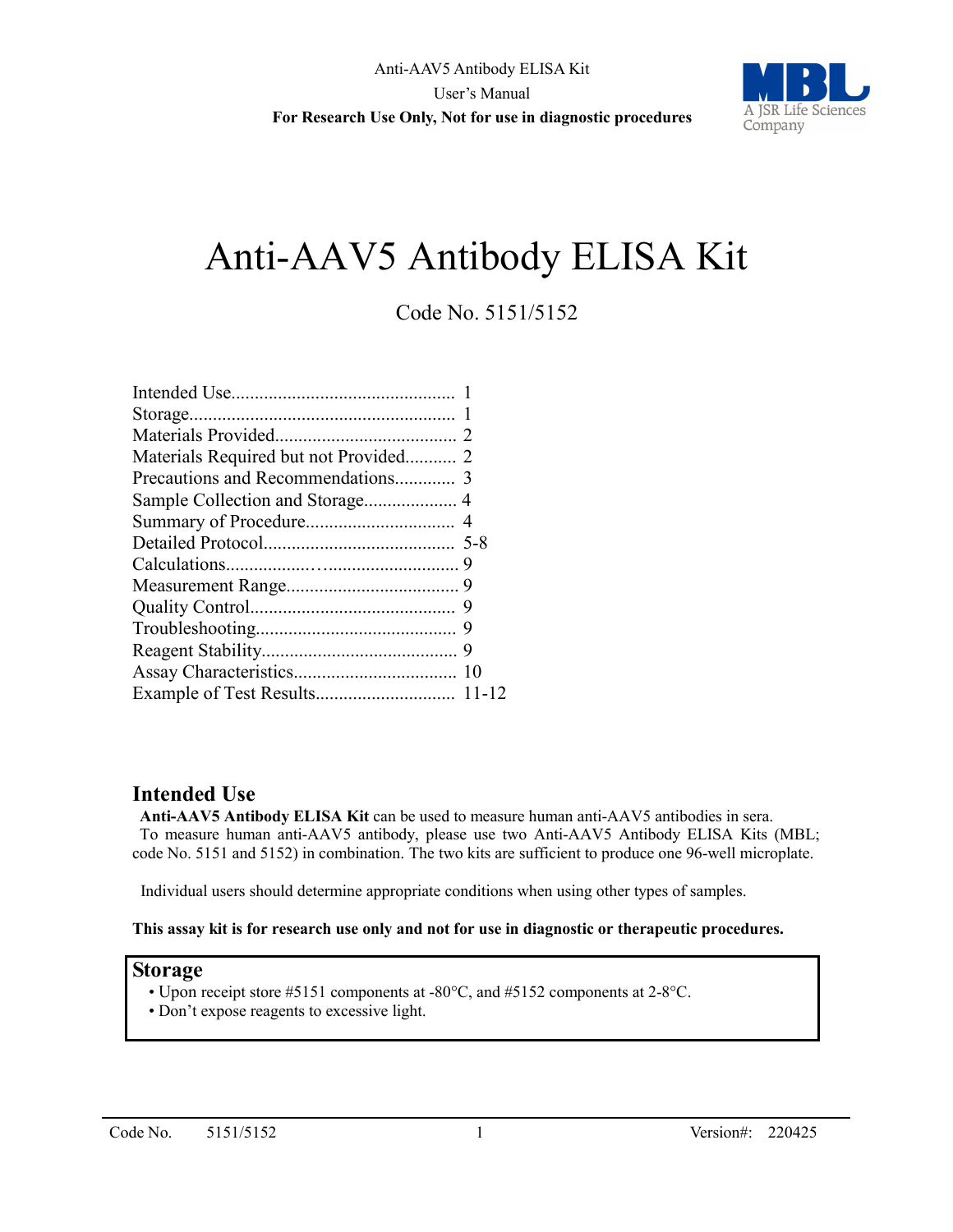Anti-AAV5 Antibody ELISA Kit

User's Manual

**For Research Use Only, Not for use in diagnostic procedures**

# Anti-AAV5 Antibody ELISA Kit

Code No. 5151/5152

| | |
|---|---|
| Intended Use | 1 |
| Storage | 1 |
| Materials Provided | 2 |
| Materials Required but not Provided | 2 |
| Precautions and Recommendations | 3 |
| Sample Collection and Storage | 4 |
| Summary of Procedure | 4 |
| Detailed Protocol | 5-8 |
| Calculations | 9 |
| Measurement Range | 9 |
| Quality Control | 9 |
| Troubleshooting | 9 |
| Reagent Stability | 9 |
| Assay Characteristics | 10 |
| Example of Test Results | 11-12 |

## Intended Use

**Anti-AAV5 Antibody ELISA Kit** can be used to measure human anti-AAV5 antibodies in sera.

To measure human anti-AAV5 antibody, please use two Anti-AAV5 Antibody ELISA Kits (MBL; code No. 5151 and 5152) in combination. The two kits are sufficient to produce one 96-well microplate.

Individual users should determine appropriate conditions when using other types of samples.

**This assay kit is for research use only and not for use in diagnostic or therapeutic procedures.**

## Storage

- Upon receipt store #5151 components at -80°C, and #5152 components at 2-8°C.
- Don't expose reagents to excessive light.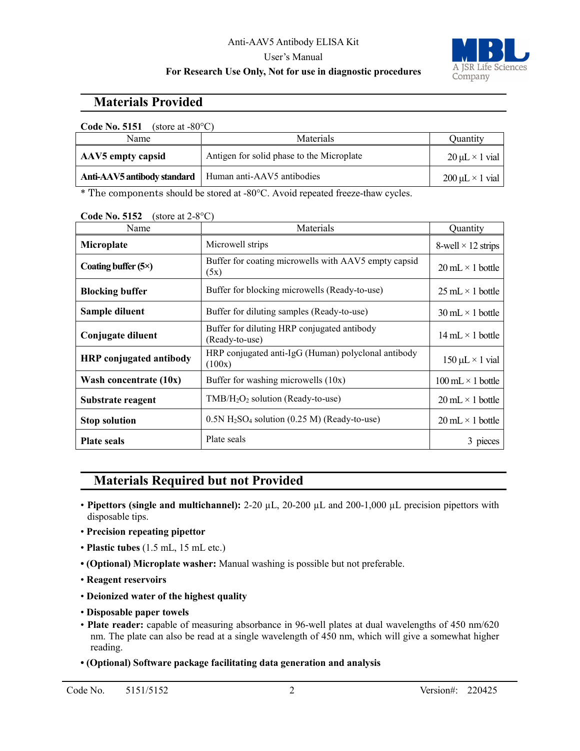## Materials Provided

**Code No. 5151** (store at -80°C)

| Name | Materials | Quantity |
|---|---|---|
| **AAV5 empty capsid** | Antigen for solid phase to the Microplate | 20 µL × 1 vial |
| **Anti-AAV5 antibody standard** | Human anti-AAV5 antibodies | 200 µL × 1 vial |

\* The components should be stored at -80°C. Avoid repeated freeze-thaw cycles.

**Code No. 5152** (store at 2-8°C)

| Name | Materials | Quantity |
|---|---|---|
| **Microplate** | Microwell strips | 8-well × 12 strips |
| **Coating buffer (5×)** | Buffer for coating microwells with AAV5 empty capsid (5x) | 20 mL × 1 bottle |
| **Blocking buffer** | Buffer for blocking microwells (Ready-to-use) | 25 mL × 1 bottle |
| **Sample diluent** | Buffer for diluting samples (Ready-to-use) | 30 mL × 1 bottle |
| **Conjugate diluent** | Buffer for diluting HRP conjugated antibody (Ready-to-use) | 14 mL × 1 bottle |
| **HRP conjugated antibody** | HRP conjugated anti-IgG (Human) polyclonal antibody (100x) | 150 µL × 1 vial |
| **Wash concentrate (10x)** | Buffer for washing microwells (10x) | 100 mL × 1 bottle |
| **Substrate reagent** | TMB/$H_2O_2$ solution (Ready-to-use) | 20 mL × 1 bottle |
| **Stop solution** | 0.5N $H_2SO_4$ solution (0.25 M) (Ready-to-use) | 20 mL × 1 bottle |
| **Plate seals** | Plate seals | 3 pieces |

## Materials Required but not Provided

- **Pipettors (single and multichannel):** 2-20 µL, 20-200 µL and 200-1,000 µL precision pipettors with disposable tips.
- **Precision repeating pipettor**
- **Plastic tubes** (1.5 mL, 15 mL etc.)
- **(Optional) Microplate washer:** Manual washing is possible but not preferable.
- **Reagent reservoirs**
- **Deionized water of the highest quality**
- **Disposable paper towels**
- **Plate reader:** capable of measuring absorbance in 96-well plates at dual wavelengths of 450 nm/620 nm. The plate can also be read at a single wavelength of 450 nm, which will give a somewhat higher reading.
- **(Optional) Software package facilitating data generation and analysis**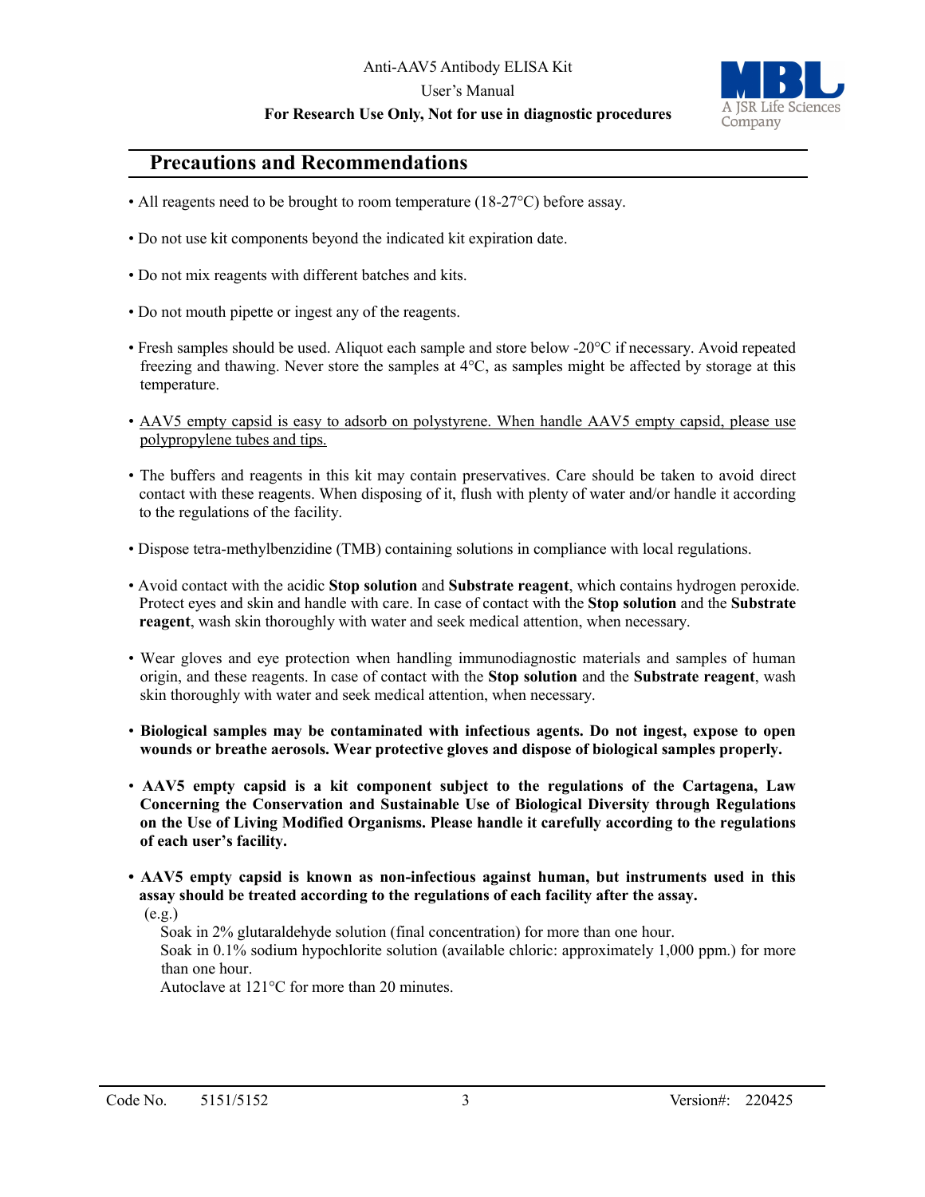## Precautions and Recommendations

- All reagents need to be brought to room temperature (18-27°C) before assay.
- Do not use kit components beyond the indicated kit expiration date.
- Do not mix reagents with different batches and kits.
- Do not mouth pipette or ingest any of the reagents.
- Fresh samples should be used. Aliquot each sample and store below -20°C if necessary. Avoid repeated freezing and thawing. Never store the samples at 4°C, as samples might be affected by storage at this temperature.
- <u>AAV5 empty capsid is easy to adsorb on polystyrene. When handle AAV5 empty capsid, please use polypropylene tubes and tips.</u>
- The buffers and reagents in this kit may contain preservatives. Care should be taken to avoid direct contact with these reagents. When disposing of it, flush with plenty of water and/or handle it according to the regulations of the facility.
- Dispose tetra-methylbenzidine (TMB) containing solutions in compliance with local regulations.
- Avoid contact with the acidic **Stop solution** and **Substrate reagent**, which contains hydrogen peroxide. Protect eyes and skin and handle with care. In case of contact with the **Stop solution** and the **Substrate reagent**, wash skin thoroughly with water and seek medical attention, when necessary.
- Wear gloves and eye protection when handling immunodiagnostic materials and samples of human origin, and these reagents. In case of contact with the **Stop solution** and the **Substrate reagent**, wash skin thoroughly with water and seek medical attention, when necessary.
- **Biological samples may be contaminated with infectious agents. Do not ingest, expose to open wounds or breathe aerosols. Wear protective gloves and dispose of biological samples properly.**
- **AAV5 empty capsid is a kit component subject to the regulations of the Cartagena, Law Concerning the Conservation and Sustainable Use of Biological Diversity through Regulations on the Use of Living Modified Organisms. Please handle it carefully according to the regulations of each user's facility.**
- **AAV5 empty capsid is known as non-infectious against human, but instruments used in this assay should be treated according to the regulations of each facility after the assay.**

  (e.g.)

  Soak in 2% glutaraldehyde solution (final concentration) for more than one hour.

  Soak in 0.1% sodium hypochlorite solution (available chloric: approximately 1,000 ppm.) for more than one hour.

  Autoclave at 121°C for more than 20 minutes.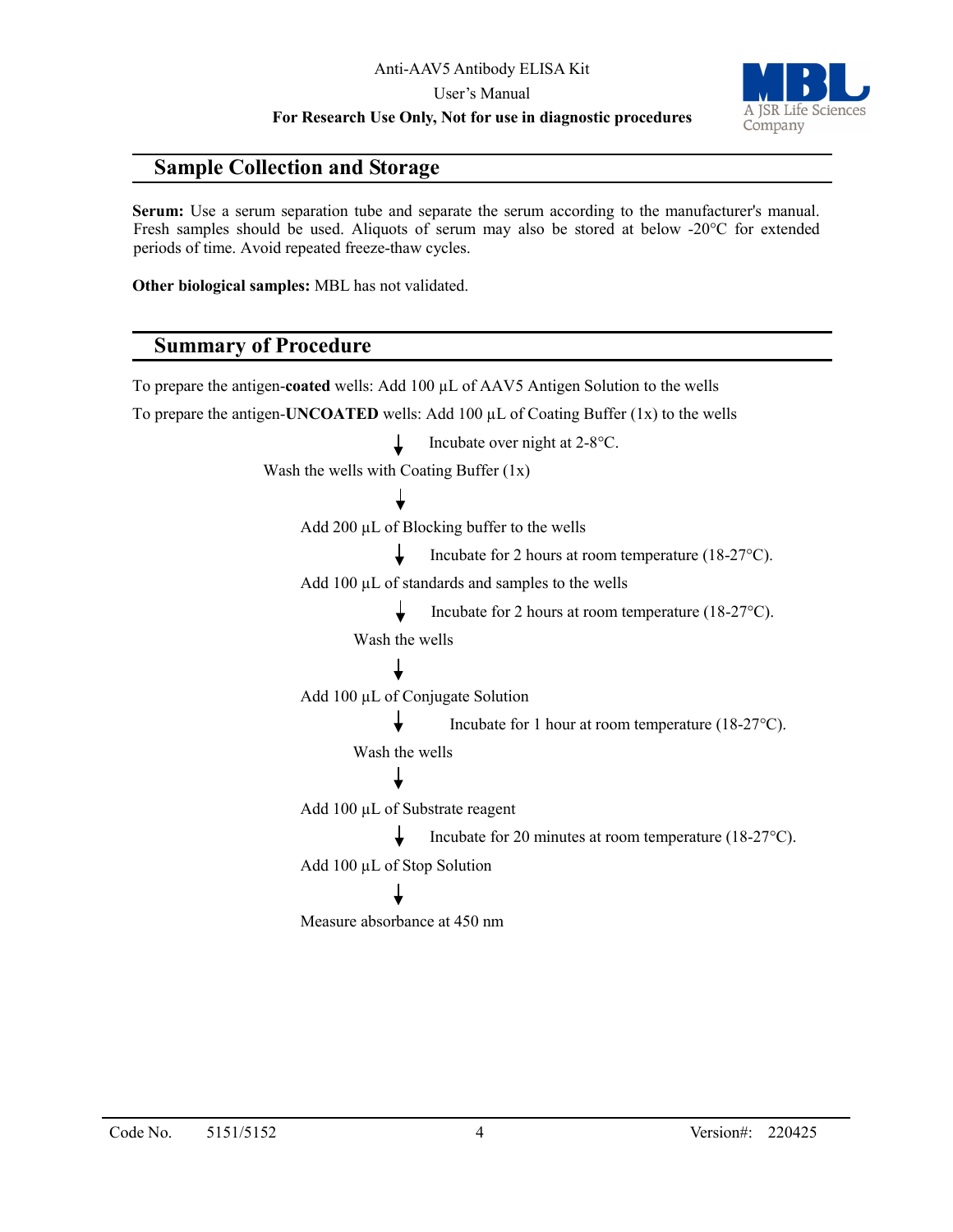## Sample Collection and Storage

**Serum:** Use a serum separation tube and separate the serum according to the manufacturer's manual. Fresh samples should be used. Aliquots of serum may also be stored at below -20°C for extended periods of time. Avoid repeated freeze-thaw cycles.

**Other biological samples:** MBL has not validated.

## Summary of Procedure

To prepare the antigen-**coated** wells: Add 100 µL of AAV5 Antigen Solution to the wells

To prepare the antigen-**UNCOATED** wells: Add 100 µL of Coating Buffer (1x) to the wells

↓ Incubate over night at 2-8°C.

Wash the wells with Coating Buffer (1x)

↓

Add 200 µL of Blocking buffer to the wells

↓ Incubate for 2 hours at room temperature (18-27°C).

Add 100 µL of standards and samples to the wells

↓ Incubate for 2 hours at room temperature (18-27°C).

Wash the wells

↓

Add 100 µL of Conjugate Solution

↓ Incubate for 1 hour at room temperature (18-27°C).

Wash the wells

↓

Add 100 µL of Substrate reagent

↓ Incubate for 20 minutes at room temperature (18-27°C).

Add 100 µL of Stop Solution

↓

Measure absorbance at 450 nm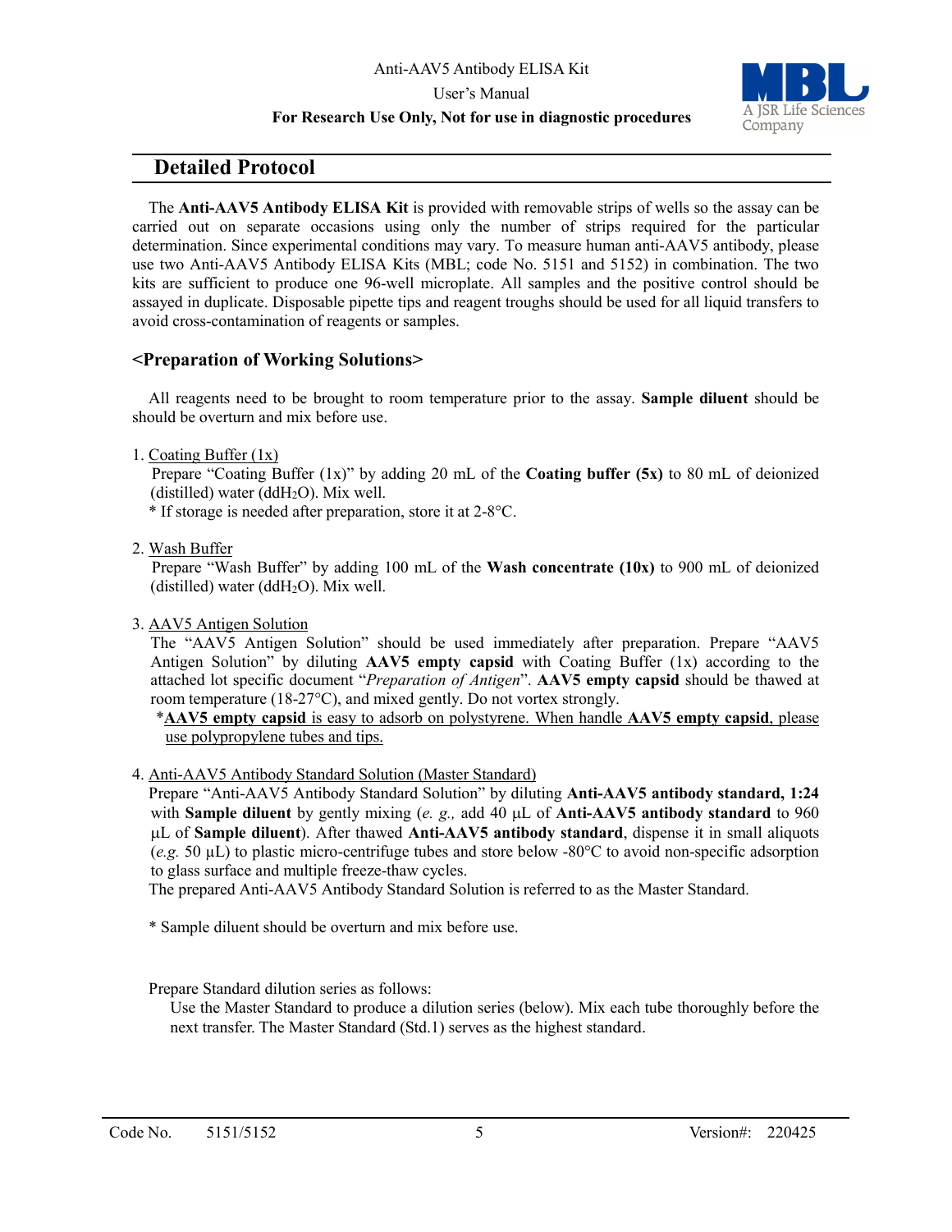## Detailed Protocol

The **Anti-AAV5 Antibody ELISA Kit** is provided with removable strips of wells so the assay can be carried out on separate occasions using only the number of strips required for the particular determination. Since experimental conditions may vary. To measure human anti-AAV5 antibody, please use two Anti-AAV5 Antibody ELISA Kits (MBL; code No. 5151 and 5152) in combination. The two kits are sufficient to produce one 96-well microplate. All samples and the positive control should be assayed in duplicate. Disposable pipette tips and reagent troughs should be used for all liquid transfers to avoid cross-contamination of reagents or samples.

### <Preparation of Working Solutions>

All reagents need to be brought to room temperature prior to the assay. **Sample diluent** should be should be overturn and mix before use.

1. Coating Buffer (1x)
   Prepare "Coating Buffer (1x)" by adding 20 mL of the **Coating buffer (5x)** to 80 mL of deionized (distilled) water ($ddH_2O$). Mix well.
   * If storage is needed after preparation, store it at 2-8°C.

2. Wash Buffer
   Prepare "Wash Buffer" by adding 100 mL of the **Wash concentrate (10x)** to 900 mL of deionized (distilled) water ($ddH_2O$). Mix well.

3. AAV5 Antigen Solution
   The "AAV5 Antigen Solution" should be used immediately after preparation. Prepare "AAV5 Antigen Solution" by diluting **AAV5 empty capsid** with Coating Buffer (1x) according to the attached lot specific document "*Preparation of Antigen*". **AAV5 empty capsid** should be thawed at room temperature (18-27°C), and mixed gently. Do not vortex strongly.
   *<u>**AAV5 empty capsid** is easy to adsorb on polystyrene. When handle **AAV5 empty capsid**, please use polypropylene tubes and tips.</u>

4. Anti-AAV5 Antibody Standard Solution (Master Standard)
   Prepare "Anti-AAV5 Antibody Standard Solution" by diluting **Anti-AAV5 antibody standard, 1:24** with **Sample diluent** by gently mixing (*e. g.,* add 40 µL of **Anti-AAV5 antibody standard** to 960 µL of **Sample diluent**). After thawed **Anti-AAV5 antibody standard**, dispense it in small aliquots (*e.g.* 50 µL) to plastic micro-centrifuge tubes and store below -80°C to avoid non-specific adsorption to glass surface and multiple freeze-thaw cycles.
   The prepared Anti-AAV5 Antibody Standard Solution is referred to as the Master Standard.

   * Sample diluent should be overturn and mix before use.

   Prepare Standard dilution series as follows:
   Use the Master Standard to produce a dilution series (below). Mix each tube thoroughly before the next transfer. The Master Standard (Std.1) serves as the highest standard.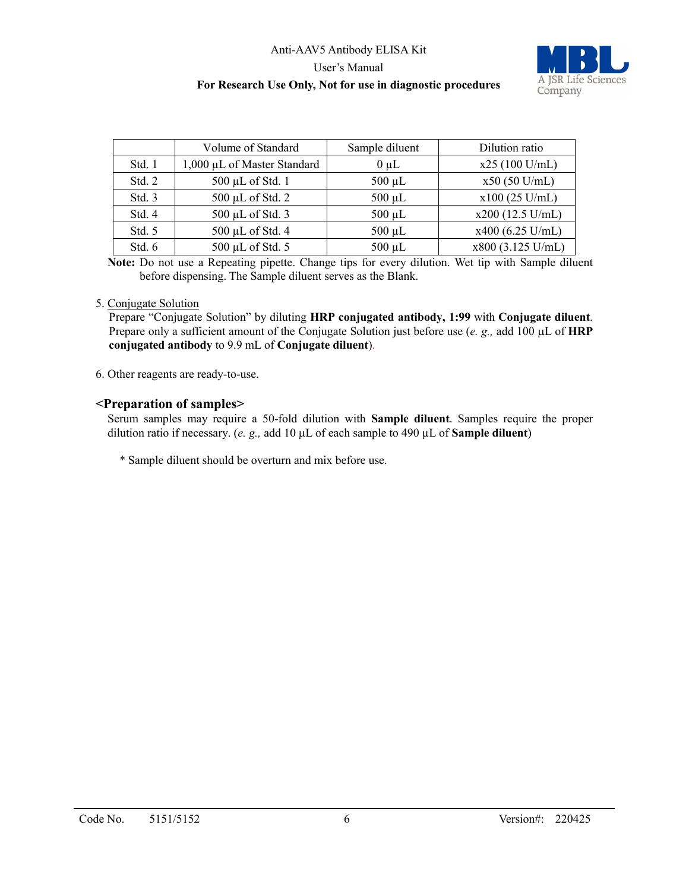|  | Volume of Standard | Sample diluent | Dilution ratio |
|---|---|---|---|
| Std. 1 | 1,000 µL of Master Standard | 0 µL | x25 (100 U/mL) |
| Std. 2 | 500 µL of Std. 1 | 500 µL | x50 (50 U/mL) |
| Std. 3 | 500 µL of Std. 2 | 500 µL | x100 (25 U/mL) |
| Std. 4 | 500 µL of Std. 3 | 500 µL | x200 (12.5 U/mL) |
| Std. 5 | 500 µL of Std. 4 | 500 µL | x400 (6.25 U/mL) |
| Std. 6 | 500 µL of Std. 5 | 500 µL | x800 (3.125 U/mL) |

**Note:** Do not use a Repeating pipette. Change tips for every dilution. Wet tip with Sample diluent before dispensing. The Sample diluent serves as the Blank.

5. Conjugate Solution
   Prepare "Conjugate Solution" by diluting **HRP conjugated antibody, 1:99** with **Conjugate diluent**. Prepare only a sufficient amount of the Conjugate Solution just before use (*e. g.,* add 100 µL of **HRP conjugated antibody** to 9.9 mL of **Conjugate diluent**).

6. Other reagents are ready-to-use.

## <Preparation of samples>

Serum samples may require a 50-fold dilution with **Sample diluent**. Samples require the proper dilution ratio if necessary. (*e. g.,* add 10 µL of each sample to 490 µL of **Sample diluent**)

\* Sample diluent should be overturn and mix before use.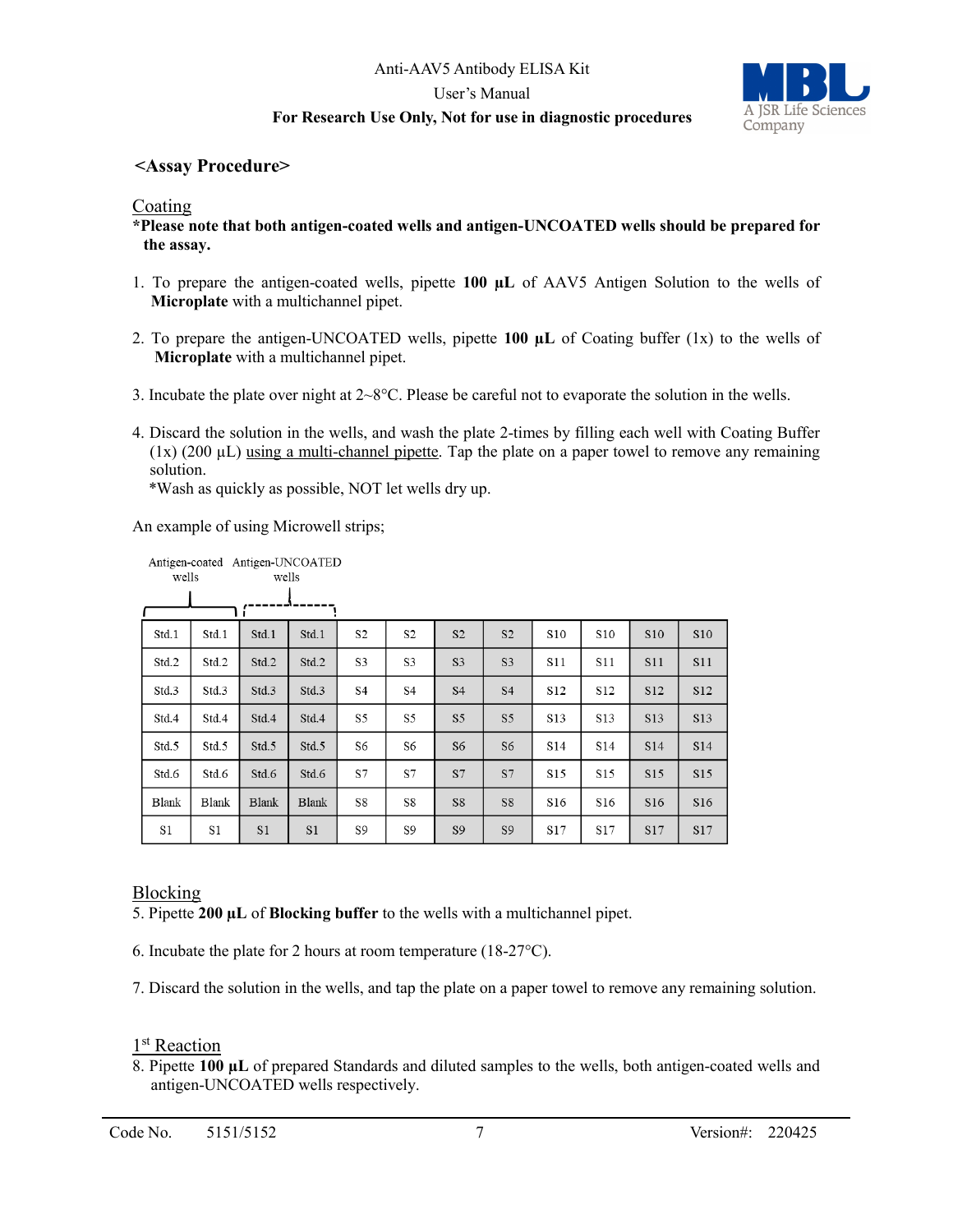## <Assay Procedure>

### Coating

**\*Please note that both antigen-coated wells and antigen-UNCOATED wells should be prepared for the assay.**

1. To prepare the antigen-coated wells, pipette **100 µL** of AAV5 Antigen Solution to the wells of **Microplate** with a multichannel pipet.

2. To prepare the antigen-UNCOATED wells, pipette **100 µL** of Coating buffer (1x) to the wells of **Microplate** with a multichannel pipet.

3. Incubate the plate over night at 2~8°C. Please be careful not to evaporate the solution in the wells.

4. Discard the solution in the wells, and wash the plate 2-times by filling each well with Coating Buffer (1x) (200 µL) using a multi-channel pipette. Tap the plate on a paper towel to remove any remaining solution.
   *Wash as quickly as possible, NOT let wells dry up.

An example of using Microwell strips;

Antigen-coated wells (columns 1–2) / Antigen-UNCOATED wells (columns 3–4)

| Std.1 | Std.1 | Std.1 | Std.1 | S2 | S2 | S2 | S2 | S10 | S10 | S10 | S10 |
|---|---|---|---|---|---|---|---|---|---|---|---|
| Std.2 | Std.2 | Std.2 | Std.2 | S3 | S3 | S3 | S3 | S11 | S11 | S11 | S11 |
| Std.3 | Std.3 | Std.3 | Std.3 | S4 | S4 | S4 | S4 | S12 | S12 | S12 | S12 |
| Std.4 | Std.4 | Std.4 | Std.4 | S5 | S5 | S5 | S5 | S13 | S13 | S13 | S13 |
| Std.5 | Std.5 | Std.5 | Std.5 | S6 | S6 | S6 | S6 | S14 | S14 | S14 | S14 |
| Std.6 | Std.6 | Std.6 | Std.6 | S7 | S7 | S7 | S7 | S15 | S15 | S15 | S15 |
| Blank | Blank | Blank | Blank | S8 | S8 | S8 | S8 | S16 | S16 | S16 | S16 |
| S1 | S1 | S1 | S1 | S9 | S9 | S9 | S9 | S17 | S17 | S17 | S17 |

### Blocking

5. Pipette **200 µL** of **Blocking buffer** to the wells with a multichannel pipet.

6. Incubate the plate for 2 hours at room temperature (18-27°C).

7. Discard the solution in the wells, and tap the plate on a paper towel to remove any remaining solution.

### 1st Reaction

8. Pipette **100 µL** of prepared Standards and diluted samples to the wells, both antigen-coated wells and antigen-UNCOATED wells respectively.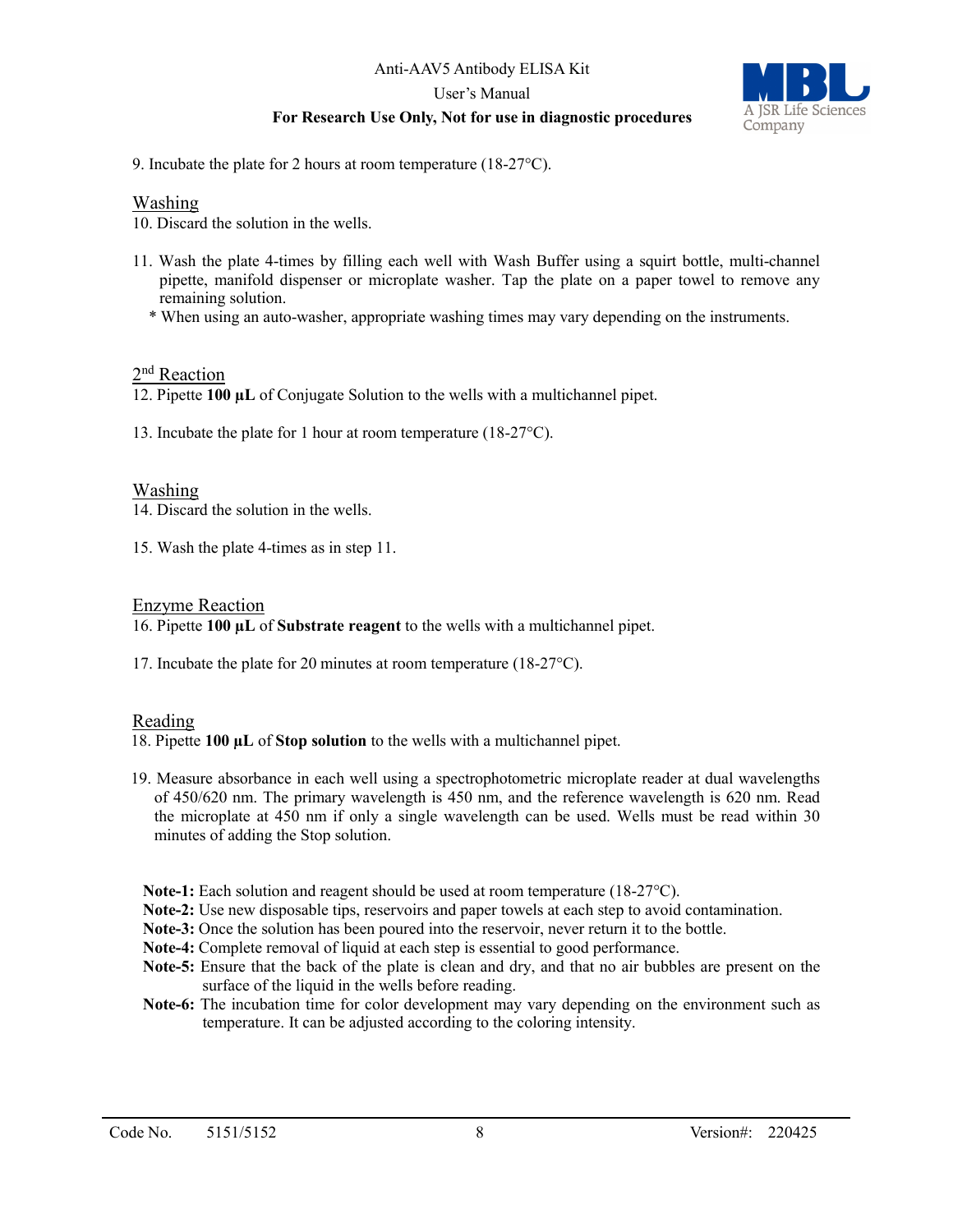9. Incubate the plate for 2 hours at room temperature (18-27°C).

### Washing

10. Discard the solution in the wells.

11. Wash the plate 4-times by filling each well with Wash Buffer using a squirt bottle, multi-channel pipette, manifold dispenser or microplate washer. Tap the plate on a paper towel to remove any remaining solution.
    * When using an auto-washer, appropriate washing times may vary depending on the instruments.

### 2nd Reaction

12. Pipette **100 µL** of Conjugate Solution to the wells with a multichannel pipet.

13. Incubate the plate for 1 hour at room temperature (18-27°C).

### Washing

14. Discard the solution in the wells.

15. Wash the plate 4-times as in step 11.

### Enzyme Reaction

16. Pipette **100 µL** of **Substrate reagent** to the wells with a multichannel pipet.

17. Incubate the plate for 20 minutes at room temperature (18-27°C).

### Reading

18. Pipette **100 µL** of **Stop solution** to the wells with a multichannel pipet.

19. Measure absorbance in each well using a spectrophotometric microplate reader at dual wavelengths of 450/620 nm. The primary wavelength is 450 nm, and the reference wavelength is 620 nm. Read the microplate at 450 nm if only a single wavelength can be used. Wells must be read within 30 minutes of adding the Stop solution.

**Note-1:** Each solution and reagent should be used at room temperature (18-27°C).
**Note-2:** Use new disposable tips, reservoirs and paper towels at each step to avoid contamination.
**Note-3:** Once the solution has been poured into the reservoir, never return it to the bottle.
**Note-4:** Complete removal of liquid at each step is essential to good performance.
**Note-5:** Ensure that the back of the plate is clean and dry, and that no air bubbles are present on the surface of the liquid in the wells before reading.
**Note-6:** The incubation time for color development may vary depending on the environment such as temperature. It can be adjusted according to the coloring intensity.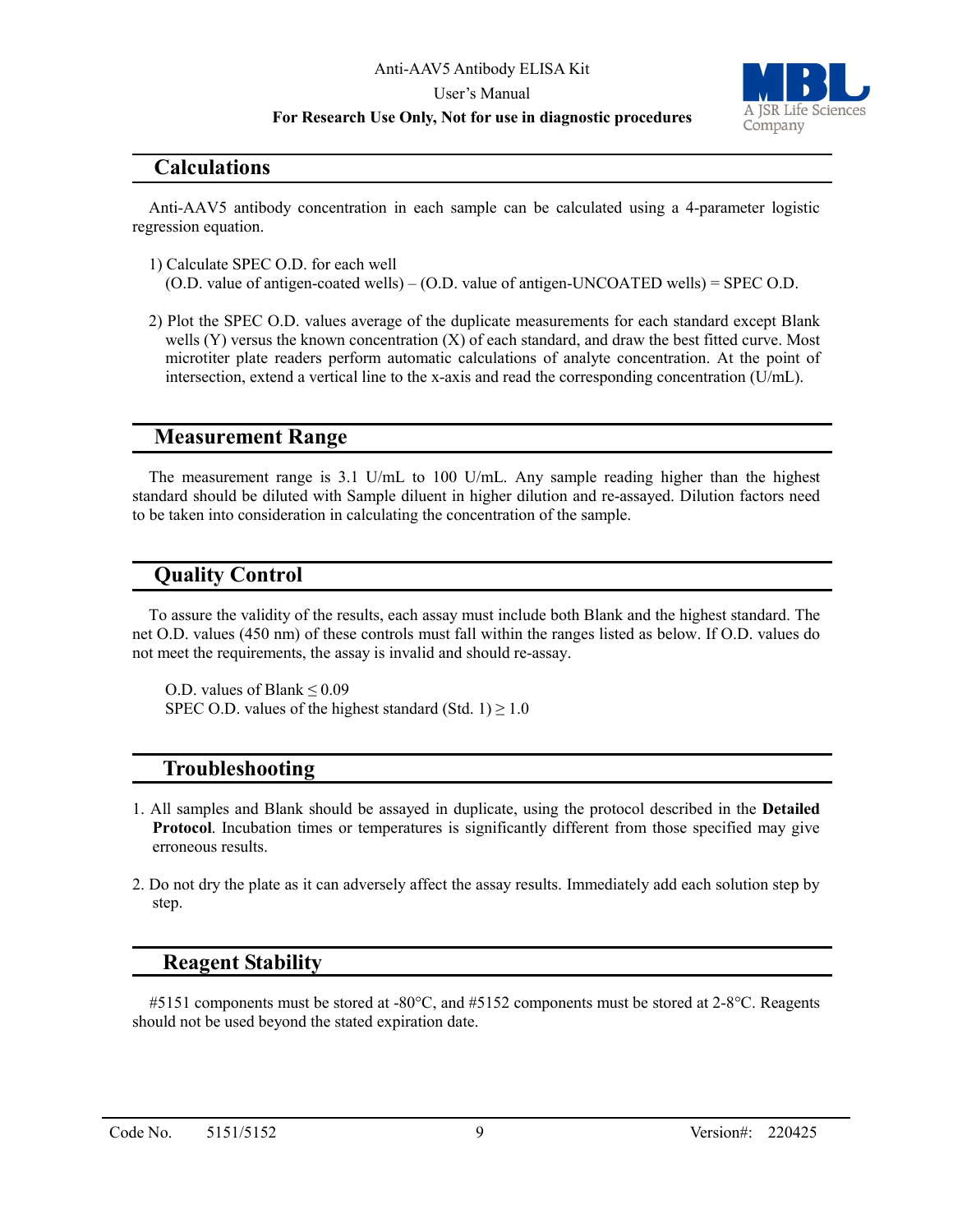## Calculations

Anti-AAV5 antibody concentration in each sample can be calculated using a 4-parameter logistic regression equation.

1) Calculate SPEC O.D. for each well
   (O.D. value of antigen-coated wells) – (O.D. value of antigen-UNCOATED wells) = SPEC O.D.

2) Plot the SPEC O.D. values average of the duplicate measurements for each standard except Blank wells (Y) versus the known concentration (X) of each standard, and draw the best fitted curve. Most microtiter plate readers perform automatic calculations of analyte concentration. At the point of intersection, extend a vertical line to the x-axis and read the corresponding concentration (U/mL).

## Measurement Range

The measurement range is 3.1 U/mL to 100 U/mL. Any sample reading higher than the highest standard should be diluted with Sample diluent in higher dilution and re-assayed. Dilution factors need to be taken into consideration in calculating the concentration of the sample.

## Quality Control

To assure the validity of the results, each assay must include both Blank and the highest standard. The net O.D. values (450 nm) of these controls must fall within the ranges listed as below. If O.D. values do not meet the requirements, the assay is invalid and should re-assay.

O.D. values of Blank $\leq$ 0.09
SPEC O.D. values of the highest standard (Std. 1) $\geq$ 1.0

## Troubleshooting

1. All samples and Blank should be assayed in duplicate, using the protocol described in the **Detailed Protocol**. Incubation times or temperatures is significantly different from those specified may give erroneous results.

2. Do not dry the plate as it can adversely affect the assay results. Immediately add each solution step by step.

## Reagent Stability

#5151 components must be stored at -80°C, and #5152 components must be stored at 2-8°C. Reagents should not be used beyond the stated expiration date.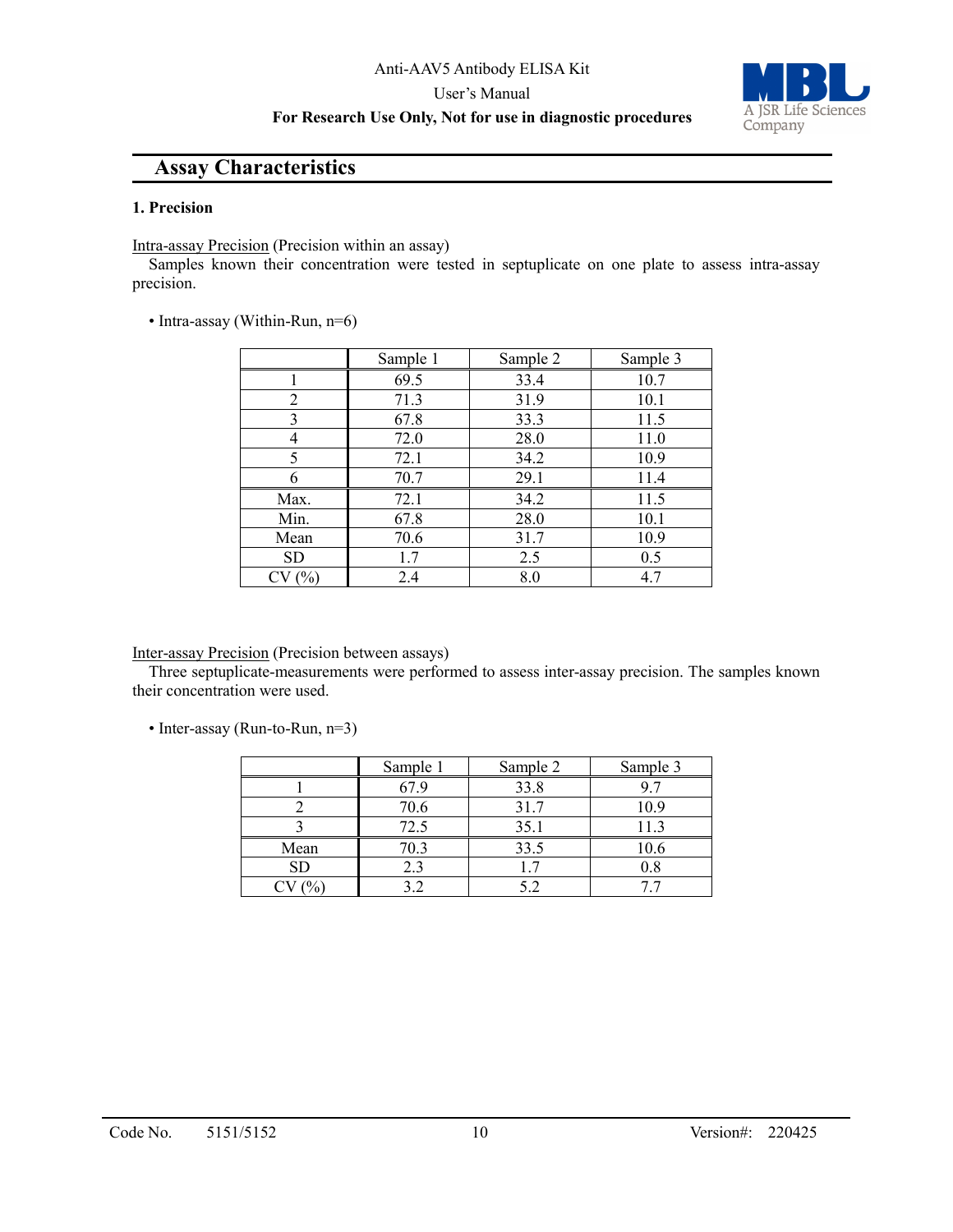## Assay Characteristics

### 1. Precision

Intra-assay Precision (Precision within an assay)

Samples known their concentration were tested in septuplicate on one plate to assess intra-assay precision.

• Intra-assay (Within-Run, n=6)

| | Sample 1 | Sample 2 | Sample 3 |
|---|---|---|---|
| 1 | 69.5 | 33.4 | 10.7 |
| 2 | 71.3 | 31.9 | 10.1 |
| 3 | 67.8 | 33.3 | 11.5 |
| 4 | 72.0 | 28.0 | 11.0 |
| 5 | 72.1 | 34.2 | 10.9 |
| 6 | 70.7 | 29.1 | 11.4 |
| Max. | 72.1 | 34.2 | 11.5 |
| Min. | 67.8 | 28.0 | 10.1 |
| Mean | 70.6 | 31.7 | 10.9 |
| SD | 1.7 | 2.5 | 0.5 |
| CV (%) | 2.4 | 8.0 | 4.7 |

Inter-assay Precision (Precision between assays)

Three septuplicate-measurements were performed to assess inter-assay precision. The samples known their concentration were used.

• Inter-assay (Run-to-Run, n=3)

| | Sample 1 | Sample 2 | Sample 3 |
|---|---|---|---|
| 1 | 67.9 | 33.8 | 9.7 |
| 2 | 70.6 | 31.7 | 10.9 |
| 3 | 72.5 | 35.1 | 11.3 |
| Mean | 70.3 | 33.5 | 10.6 |
| SD | 2.3 | 1.7 | 0.8 |
| CV (%) | 3.2 | 5.2 | 7.7 |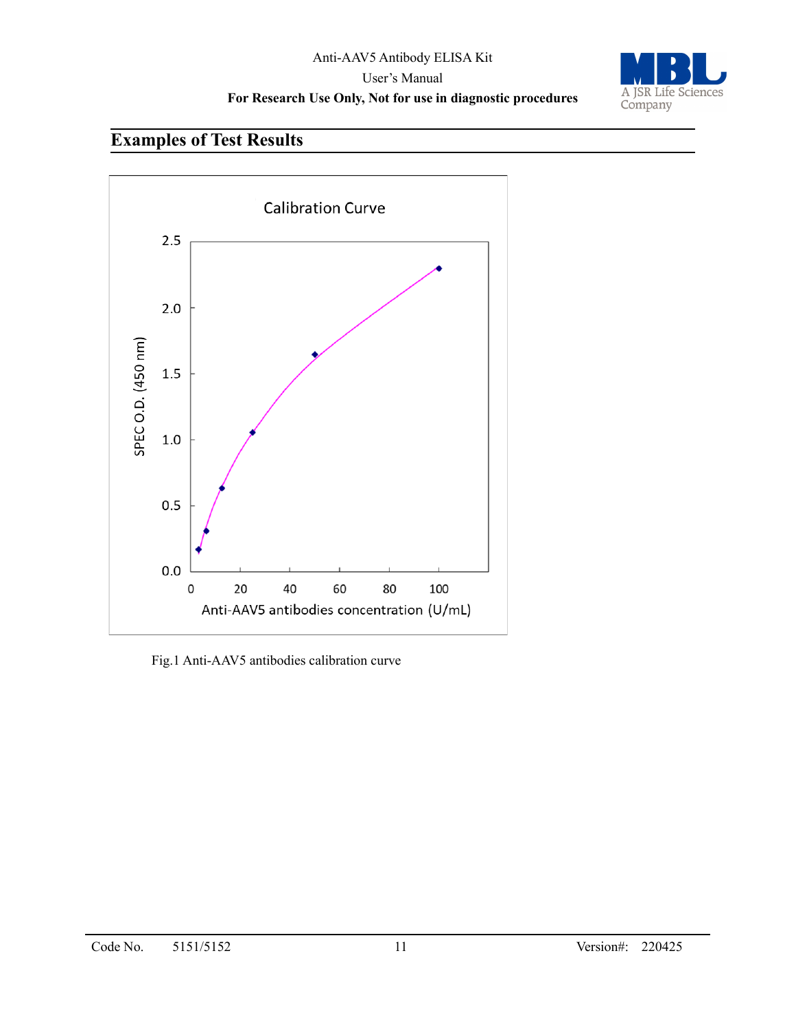## Examples of Test Results

Fig.1 Anti-AAV5 antibodies calibration curve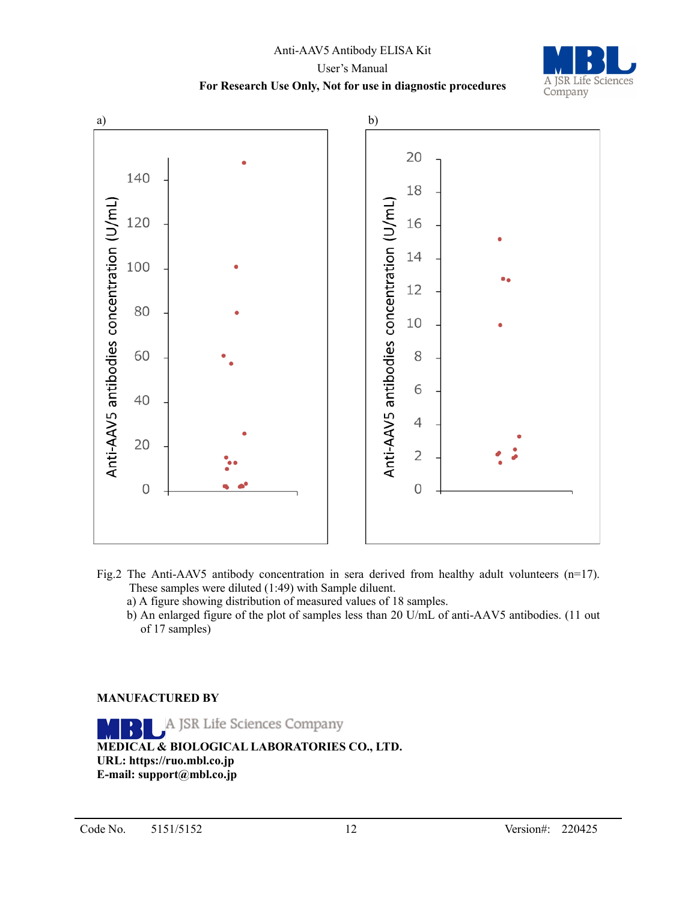a) b)

Fig.2 The Anti-AAV5 antibody concentration in sera derived from healthy adult volunteers (n=17). These samples were diluted (1:49) with Sample diluent.

a) A figure showing distribution of measured values of 18 samples.

b) An enlarged figure of the plot of samples less than 20 U/mL of anti-AAV5 antibodies. (11 out of 17 samples)

**MANUFACTURED BY**

A JSR Life Sciences Company

**MEDICAL & BIOLOGICAL LABORATORIES CO., LTD.**
**URL: https://ruo.mbl.co.jp**
**E-mail: support@mbl.co.jp**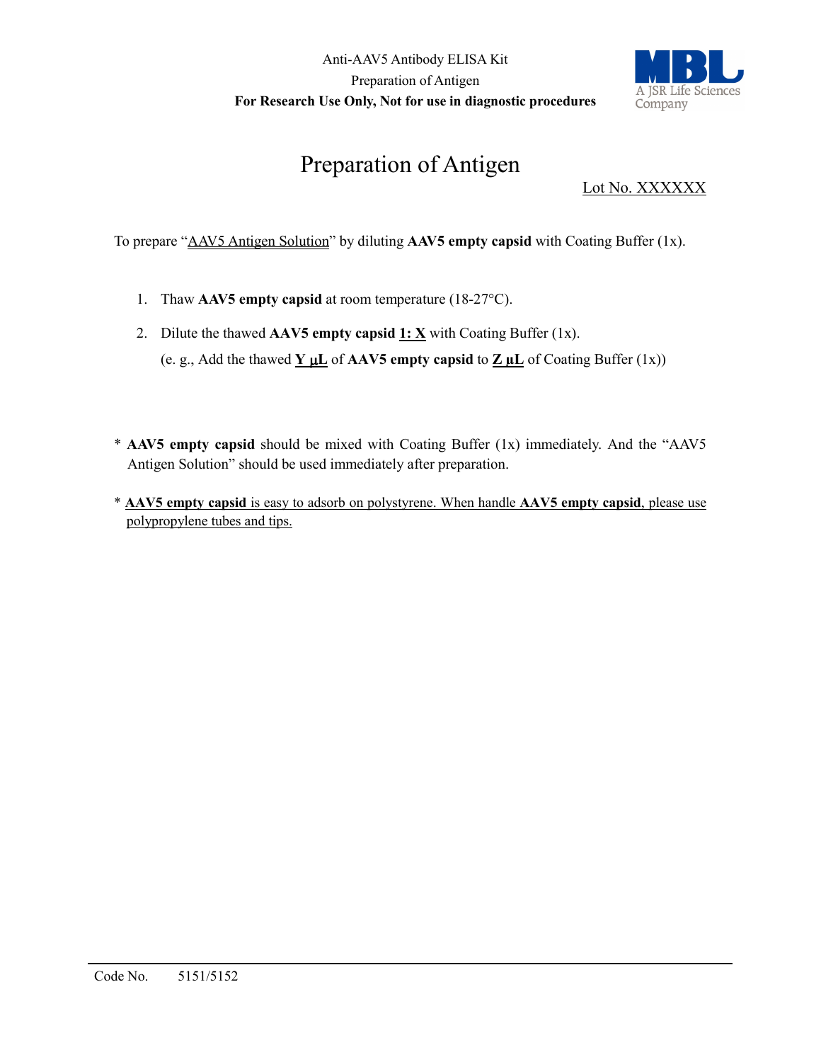Anti-AAV5 Antibody ELISA Kit
Preparation of Antigen
**For Research Use Only, Not for use in diagnostic procedures**

# Preparation of Antigen

Lot No. XXXXXX

To prepare "AAV5 Antigen Solution" by diluting **AAV5 empty capsid** with Coating Buffer (1x).

1. Thaw **AAV5 empty capsid** at room temperature (18-27°C).
2. Dilute the thawed **AAV5 empty capsid** **1: X** with Coating Buffer (1x).
   (e. g., Add the thawed **Y μL** of **AAV5 empty capsid** to **Z μL** of Coating Buffer (1x))

\* **AAV5 empty capsid** should be mixed with Coating Buffer (1x) immediately. And the "AAV5 Antigen Solution" should be used immediately after preparation.

\* **AAV5 empty capsid** is easy to adsorb on polystyrene. When handle **AAV5 empty capsid**, please use polypropylene tubes and tips.

Code No. 5151/5152